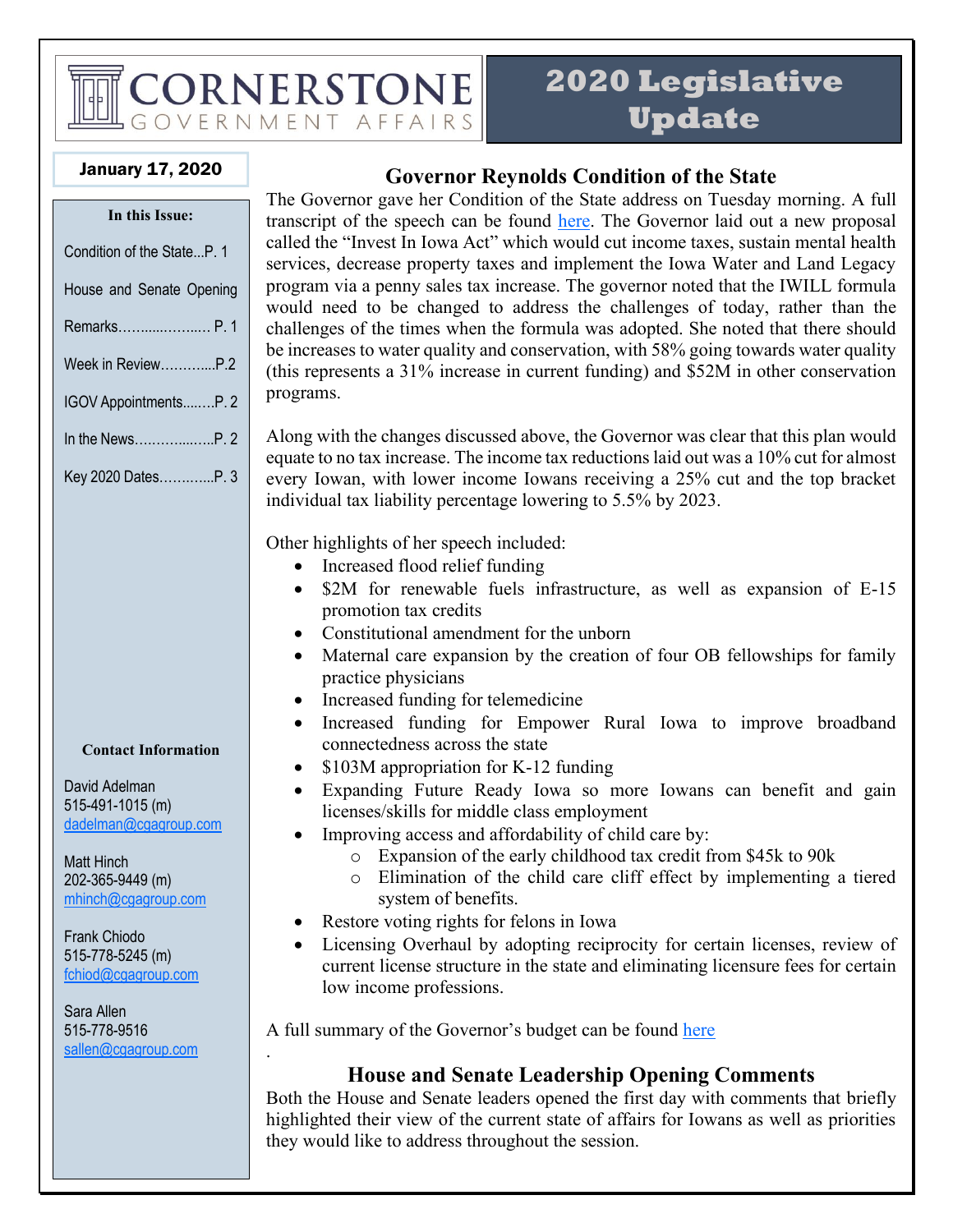# CORNERSTONE GOVERNMENT AFFAIRS

# 2020 Legislative Update

**January 17, 2020**

**In this Issue:**

- Condition of the State...P. 1
- House and Senate Opening Remarks…………….. P. 1
- Week in Review………...P.2
- IGOV Appointments……..P. 2
- In the News……………..P. 2
- Key 2020 Dates…………P. 3

**Contact Information**

David Adelman
515-491-1015 (m)
dadelman@cgagroup.com

Matt Hinch
202-365-9449 (m)
mhinch@cgagroup.com

Frank Chiodo
515-778-5245 (m)
fchiod@cgagroup.com

Sara Allen
515-778-9516
sallen@cgagroup.com

## Governor Reynolds Condition of the State

The Governor gave her Condition of the State address on Tuesday morning. A full transcript of the speech can be found here. The Governor laid out a new proposal called the "Invest In Iowa Act" which would cut income taxes, sustain mental health services, decrease property taxes and implement the Iowa Water and Land Legacy program via a penny sales tax increase. The governor noted that the IWILL formula would need to be changed to address the challenges of today, rather than the challenges of the times when the formula was adopted. She noted that there should be increases to water quality and conservation, with 58% going towards water quality (this represents a 31% increase in current funding) and $52M in other conservation programs.

Along with the changes discussed above, the Governor was clear that this plan would equate to no tax increase. The income tax reductions laid out was a 10% cut for almost every Iowan, with lower income Iowans receiving a 25% cut and the top bracket individual tax liability percentage lowering to 5.5% by 2023.

Other highlights of her speech included:

- Increased flood relief funding
- $2M for renewable fuels infrastructure, as well as expansion of E-15 promotion tax credits
- Constitutional amendment for the unborn
- Maternal care expansion by the creation of four OB fellowships for family practice physicians
- Increased funding for telemedicine
- Increased funding for Empower Rural Iowa to improve broadband connectedness across the state
- $103M appropriation for K-12 funding
- Expanding Future Ready Iowa so more Iowans can benefit and gain licenses/skills for middle class employment
- Improving access and affordability of child care by:
  - Expansion of the early childhood tax credit from $45k to 90k
  - Elimination of the child care cliff effect by implementing a tiered system of benefits.
- Restore voting rights for felons in Iowa
- Licensing Overhaul by adopting reciprocity for certain licenses, review of current license structure in the state and eliminating licensure fees for certain low income professions.

A full summary of the Governor's budget can be found here

.

## House and Senate Leadership Opening Comments

Both the House and Senate leaders opened the first day with comments that briefly highlighted their view of the current state of affairs for Iowans as well as priorities they would like to address throughout the session.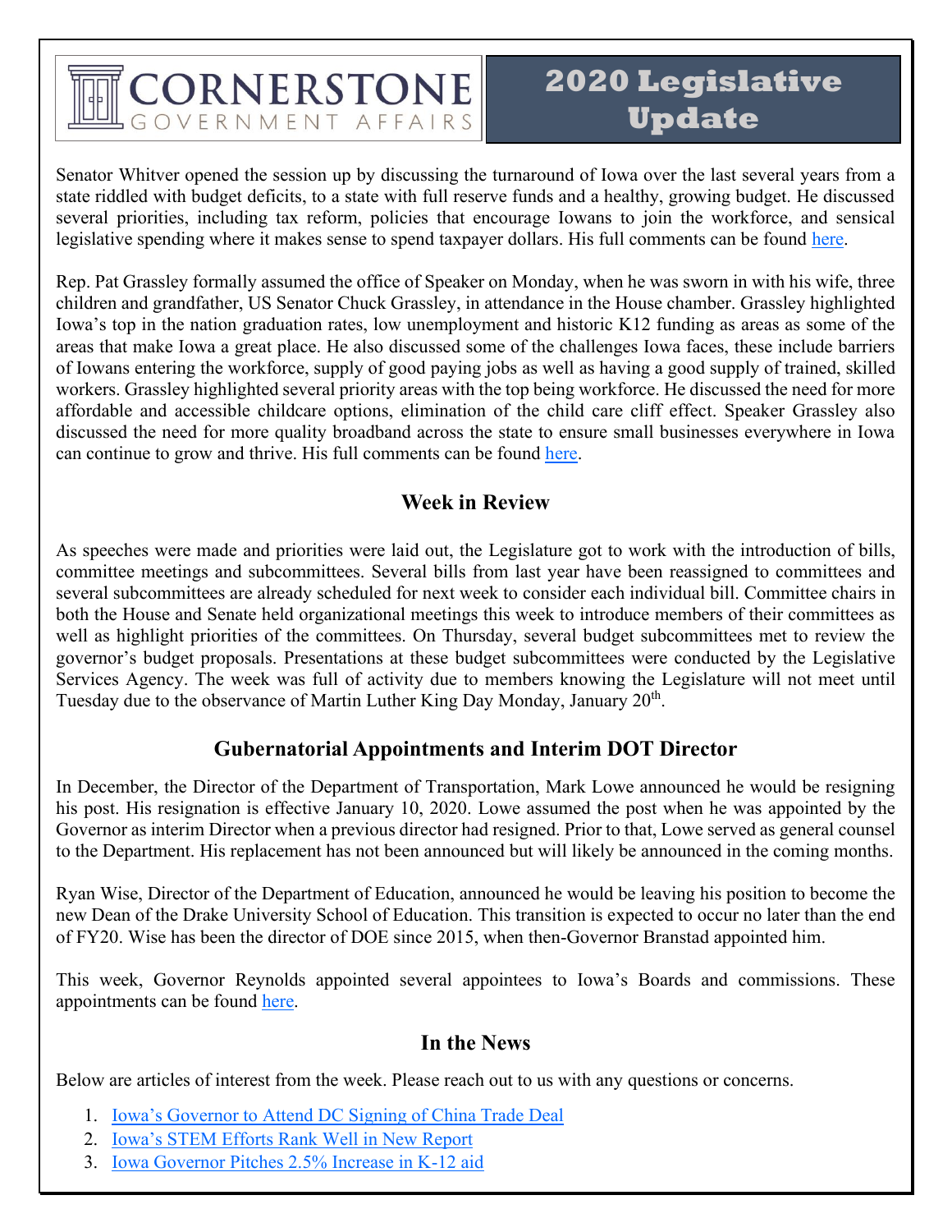# CORNERSTONE GOVERNMENT AFFAIRS

# 2020 Legislative Update

Senator Whitver opened the session up by discussing the turnaround of Iowa over the last several years from a state riddled with budget deficits, to a state with full reserve funds and a healthy, growing budget. He discussed several priorities, including tax reform, policies that encourage Iowans to join the workforce, and sensical legislative spending where it makes sense to spend taxpayer dollars. His full comments can be found [here]().

Rep. Pat Grassley formally assumed the office of Speaker on Monday, when he was sworn in with his wife, three children and grandfather, US Senator Chuck Grassley, in attendance in the House chamber. Grassley highlighted Iowa's top in the nation graduation rates, low unemployment and historic K12 funding as areas as some of the areas that make Iowa a great place. He also discussed some of the challenges Iowa faces, these include barriers of Iowans entering the workforce, supply of good paying jobs as well as having a good supply of trained, skilled workers. Grassley highlighted several priority areas with the top being workforce. He discussed the need for more affordable and accessible childcare options, elimination of the child care cliff effect. Speaker Grassley also discussed the need for more quality broadband across the state to ensure small businesses everywhere in Iowa can continue to grow and thrive. His full comments can be found [here]().

## Week in Review

As speeches were made and priorities were laid out, the Legislature got to work with the introduction of bills, committee meetings and subcommittees. Several bills from last year have been reassigned to committees and several subcommittees are already scheduled for next week to consider each individual bill. Committee chairs in both the House and Senate held organizational meetings this week to introduce members of their committees as well as highlight priorities of the committees. On Thursday, several budget subcommittees met to review the governor's budget proposals. Presentations at these budget subcommittees were conducted by the Legislative Services Agency. The week was full of activity due to members knowing the Legislature will not meet until Tuesday due to the observance of Martin Luther King Day Monday, January 20th.

## Gubernatorial Appointments and Interim DOT Director

In December, the Director of the Department of Transportation, Mark Lowe announced he would be resigning his post. His resignation is effective January 10, 2020. Lowe assumed the post when he was appointed by the Governor as interim Director when a previous director had resigned. Prior to that, Lowe served as general counsel to the Department. His replacement has not been announced but will likely be announced in the coming months.

Ryan Wise, Director of the Department of Education, announced he would be leaving his position to become the new Dean of the Drake University School of Education. This transition is expected to occur no later than the end of FY20. Wise has been the director of DOE since 2015, when then-Governor Branstad appointed him.

This week, Governor Reynolds appointed several appointees to Iowa's Boards and commissions. These appointments can be found [here]().

## In the News

Below are articles of interest from the week. Please reach out to us with any questions or concerns.

1. [Iowa's Governor to Attend DC Signing of China Trade Deal]()
2. [Iowa's STEM Efforts Rank Well in New Report]()
3. [Iowa Governor Pitches 2.5% Increase in K-12 aid]()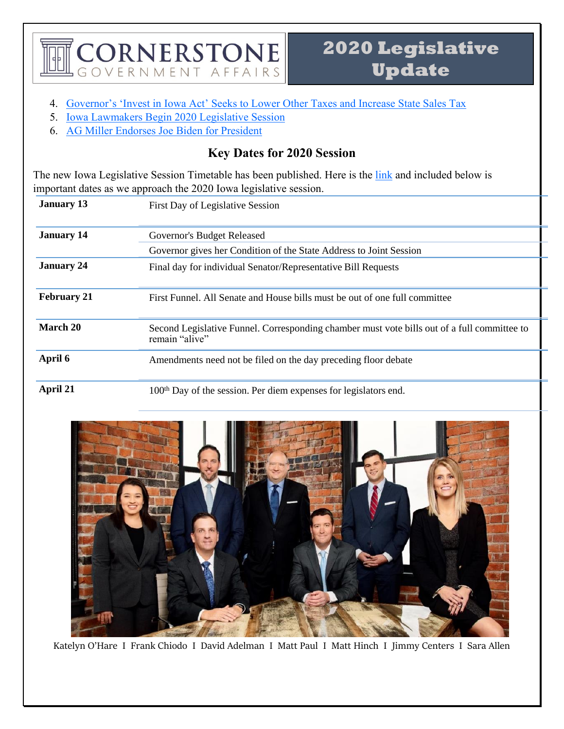4. Governor's 'Invest in Iowa Act' Seeks to Lower Other Taxes and Increase State Sales Tax
5. Iowa Lawmakers Begin 2020 Legislative Session
6. AG Miller Endorses Joe Biden for President

## Key Dates for 2020 Session

The new Iowa Legislative Session Timetable has been published. Here is the link and included below is important dates as we approach the 2020 Iowa legislative session.

| | |
|---|---|
| **January 13** | First Day of Legislative Session |
| **January 14** | Governor's Budget Released |
| | Governor gives her Condition of the State Address to Joint Session |
| **January 24** | Final day for individual Senator/Representative Bill Requests |
| **February 21** | First Funnel. All Senate and House bills must be out of one full committee |
| **March 20** | Second Legislative Funnel. Corresponding chamber must vote bills out of a full committee to remain "alive" |
| **April 6** | Amendments need not be filed on the day preceding floor debate |
| **April 21** | 100th Day of the session. Per diem expenses for legislators end. |

Katelyn O'Hare I Frank Chiodo I David Adelman I Matt Paul I Matt Hinch I Jimmy Centers I Sara Allen